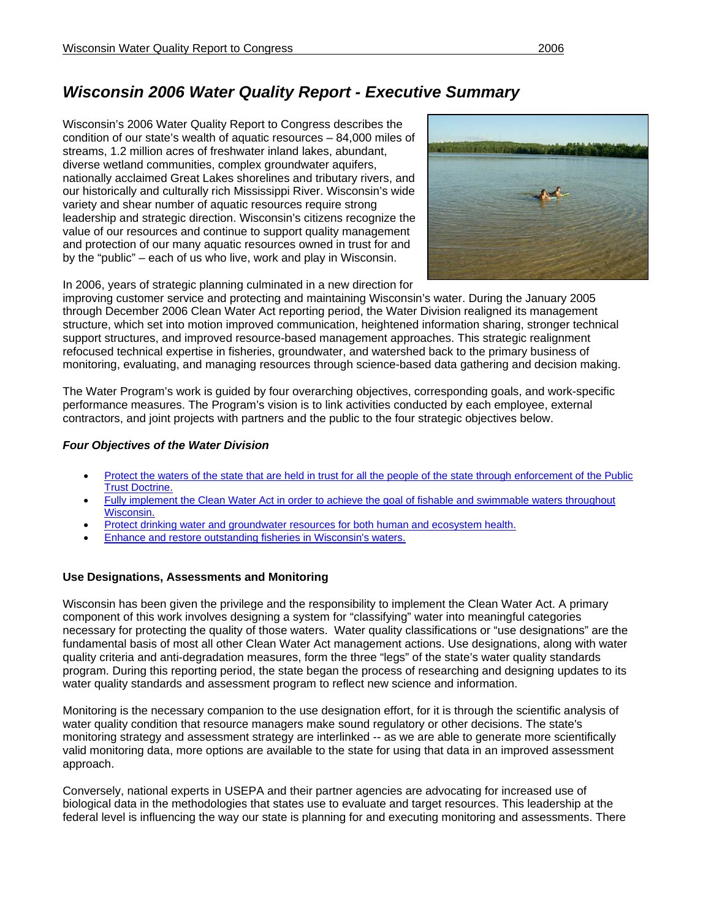# *Wisconsin 2006 Water Quality Report - Executive Summary*

Wisconsin's 2006 Water Quality Report to Congress describes the condition of our state's wealth of aquatic resources – 84,000 miles of streams, 1.2 million acres of freshwater inland lakes, abundant, diverse wetland communities, complex groundwater aquifers, nationally acclaimed Great Lakes shorelines and tributary rivers, and our historically and culturally rich Mississippi River. Wisconsin's wide variety and shear number of aquatic resources require strong leadership and strategic direction. Wisconsin's citizens recognize the value of our resources and continue to support quality management and protection of our many aquatic resources owned in trust for and by the "public" – each of us who live, work and play in Wisconsin.

In 2006, years of strategic planning culminated in a new direction for improving customer service and protecting and maintaining Wisconsin's water. During the January 2005 through December 2006 Clean Water Act reporting period, the Water Division realigned its management structure, which set into motion improved communication, heightened information sharing, stronger technical support structures, and improved resource-based management approaches. This strategic realignment refocused technical expertise in fisheries, groundwater, and watershed back to the primary business of monitoring, evaluating, and managing resources through science-based data gathering and decision making.

The Water Program's work is guided by four overarching objectives, corresponding goals, and work-specific performance measures. The Program's vision is to link activities conducted by each employee, external contractors, and joint projects with partners and the public to the four strategic objectives below.

### *Four Objectives of the Water Division*

- Protect the waters of the state that are held in trust for all the people of the state through enforcement of the Public Trust Doctrine.
- Fully implement the Clean Water Act in order to achieve the goal of fishable and swimmable waters throughout Wisconsin.
- Protect drinking water and groundwater resources for both human and ecosystem health.
- Enhance and restore outstanding fisheries in Wisconsin's waters.

### **Use Designations, Assessments and Monitoring**

Wisconsin has been given the privilege and the responsibility to implement the Clean Water Act. A primary component of this work involves designing a system for "classifying" water into meaningful categories necessary for protecting the quality of those waters. Water quality classifications or "use designations" are the fundamental basis of most all other Clean Water Act management actions. Use designations, along with water quality criteria and anti-degradation measures, form the three "legs" of the state's water quality standards program. During this reporting period, the state began the process of researching and designing updates to its water quality standards and assessment program to reflect new science and information.

Monitoring is the necessary companion to the use designation effort, for it is through the scientific analysis of water quality condition that resource managers make sound regulatory or other decisions. The state's monitoring strategy and assessment strategy are interlinked -- as we are able to generate more scientifically valid monitoring data, more options are available to the state for using that data in an improved assessment approach.

Conversely, national experts in USEPA and their partner agencies are advocating for increased use of biological data in the methodologies that states use to evaluate and target resources. This leadership at the federal level is influencing the way our state is planning for and executing monitoring and assessments. There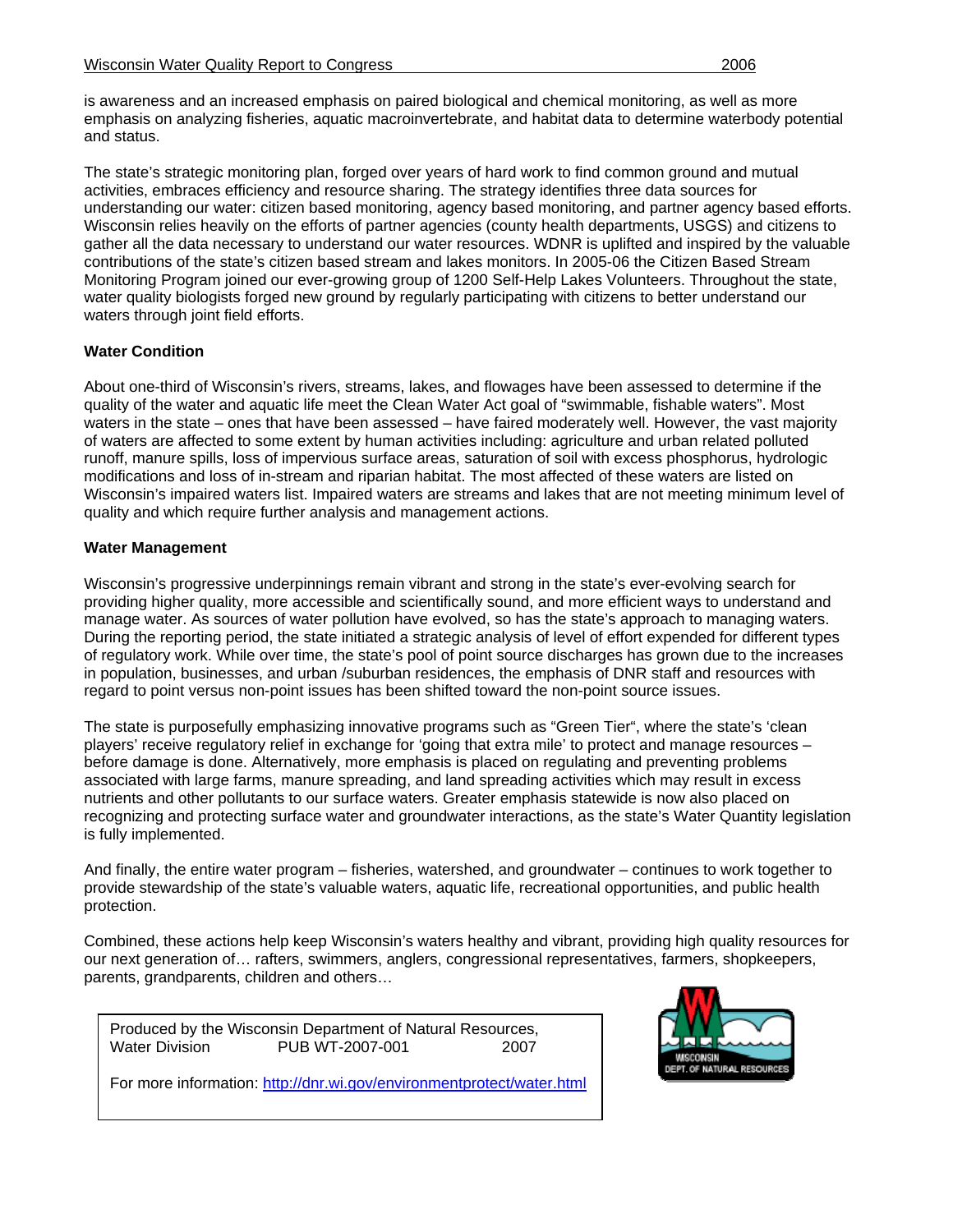is awareness and an increased emphasis on paired biological and chemical monitoring, as well as more emphasis on analyzing fisheries, aquatic macroinvertebrate, and habitat data to determine waterbody potential and status.

The state's strategic monitoring plan, forged over years of hard work to find common ground and mutual activities, embraces efficiency and resource sharing. The strategy identifies three data sources for understanding our water: citizen based monitoring, agency based monitoring, and partner agency based efforts. Wisconsin relies heavily on the efforts of partner agencies (county health departments, USGS) and citizens to gather all the data necessary to understand our water resources. WDNR is uplifted and inspired by the valuable contributions of the state's citizen based stream and lakes monitors. In 2005-06 the Citizen Based Stream Monitoring Program joined our ever-growing group of 1200 Self-Help Lakes Volunteers. Throughout the state, water quality biologists forged new ground by regularly participating with citizens to better understand our waters through joint field efforts.

**Water Condition**

About one-third of Wisconsin's rivers, streams, lakes, and flowages have been assessed to determine if the quality of the water and aquatic life meet the Clean Water Act goal of "swimmable, fishable waters". Most waters in the state – ones that have been assessed – have faired moderately well. However, the vast majority of waters are affected to some extent by human activities including: agriculture and urban related polluted runoff, manure spills, loss of impervious surface areas, saturation of soil with excess phosphorus, hydrologic modifications and loss of in-stream and riparian habitat. The most affected of these waters are listed on Wisconsin's impaired waters list. Impaired waters are streams and lakes that are not meeting minimum level of quality and which require further analysis and management actions.

**Water Management**

Wisconsin's progressive underpinnings remain vibrant and strong in the state's ever-evolving search for providing higher quality, more accessible and scientifically sound, and more efficient ways to understand and manage water. As sources of water pollution have evolved, so has the state's approach to managing waters. During the reporting period, the state initiated a strategic analysis of level of effort expended for different types of regulatory work. While over time, the state's pool of point source discharges has grown due to the increases in population, businesses, and urban /suburban residences, the emphasis of DNR staff and resources with regard to point versus non-point issues has been shifted toward the non-point source issues.

The state is purposefully emphasizing innovative programs such as "Green Tier", where the state's 'clean players' receive regulatory relief in exchange for 'going that extra mile' to protect and manage resources – before damage is done. Alternatively, more emphasis is placed on regulating and preventing problems associated with large farms, manure spreading, and land spreading activities which may result in excess nutrients and other pollutants to our surface waters. Greater emphasis statewide is now also placed on recognizing and protecting surface water and groundwater interactions, as the state's Water Quantity legislation is fully implemented.

And finally, the entire water program – fisheries, watershed, and groundwater – continues to work together to provide stewardship of the state's valuable waters, aquatic life, recreational opportunities, and public health protection.

Combined, these actions help keep Wisconsin's waters healthy and vibrant, providing high quality resources for our next generation of… rafters, swimmers, anglers, congressional representatives, farmers, shopkeepers, parents, grandparents, children and others…

Produced by the Wisconsin Department of Natural Resources, Water Division PUB WT-2007-001 2007

For more information: http://dnr.wi.gov/environmentprotect/water.html

WISCONSIN DEPT. OF NATURAL RESOURCES